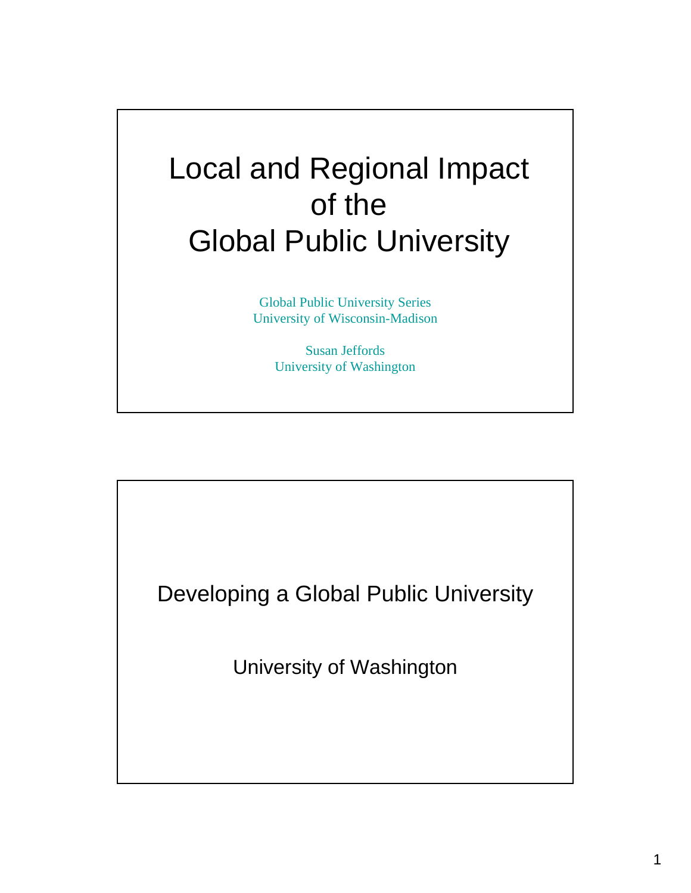# Local and Regional Impact of the Global Public University

Global Public University Series
University of Wisconsin-Madison

Susan Jeffords
University of Washington

---

## Developing a Global Public University

University of Washington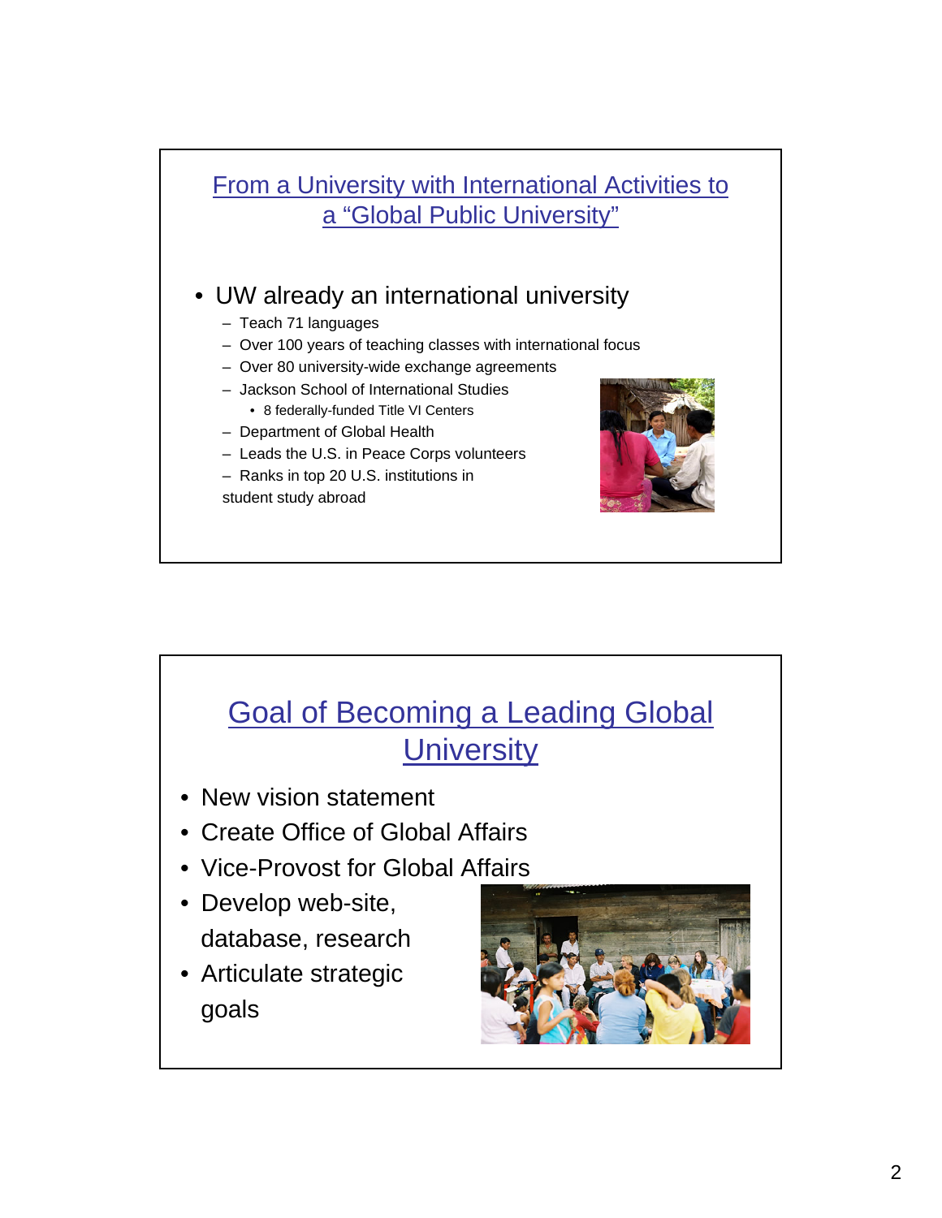## From a University with International Activities to a "Global Public University"

- UW already an international university
  - Teach 71 languages
  - Over 100 years of teaching classes with international focus
  - Over 80 university-wide exchange agreements
  - Jackson School of International Studies
    - 8 federally-funded Title VI Centers
  - Department of Global Health
  - Leads the U.S. in Peace Corps volunteers
  - Ranks in top 20 U.S. institutions in student study abroad

## Goal of Becoming a Leading Global University

- New vision statement
- Create Office of Global Affairs
- Vice-Provost for Global Affairs
- Develop web-site, database, research
- Articulate strategic goals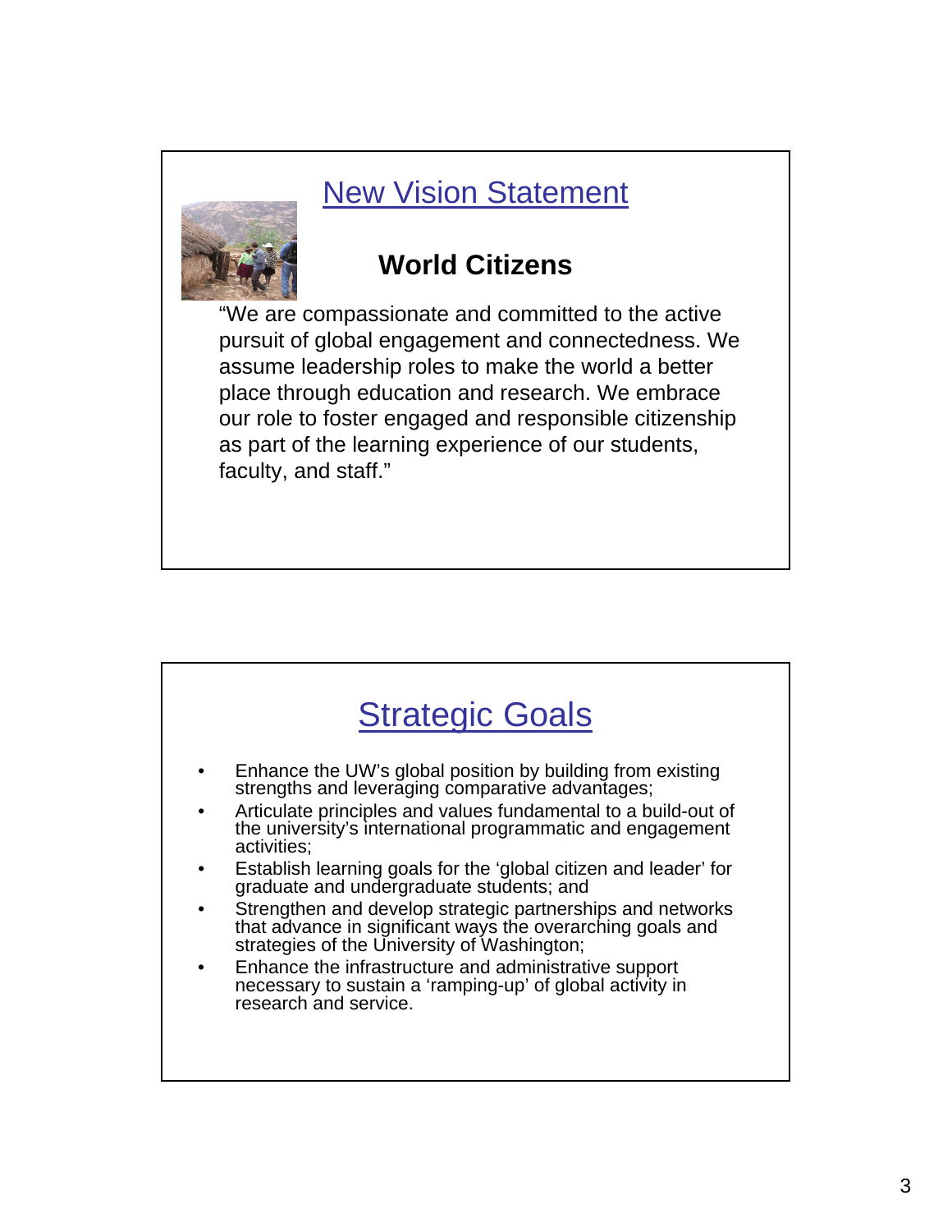## New Vision Statement

### World Citizens

"We are compassionate and committed to the active pursuit of global engagement and connectedness. We assume leadership roles to make the world a better place through education and research. We embrace our role to foster engaged and responsible citizenship as part of the learning experience of our students, faculty, and staff."

## Strategic Goals

- Enhance the UW's global position by building from existing strengths and leveraging comparative advantages;
- Articulate principles and values fundamental to a build-out of the university's international programmatic and engagement activities;
- Establish learning goals for the 'global citizen and leader' for graduate and undergraduate students; and
- Strengthen and develop strategic partnerships and networks that advance in significant ways the overarching goals and strategies of the University of Washington;
- Enhance the infrastructure and administrative support necessary to sustain a 'ramping-up' of global activity in research and service.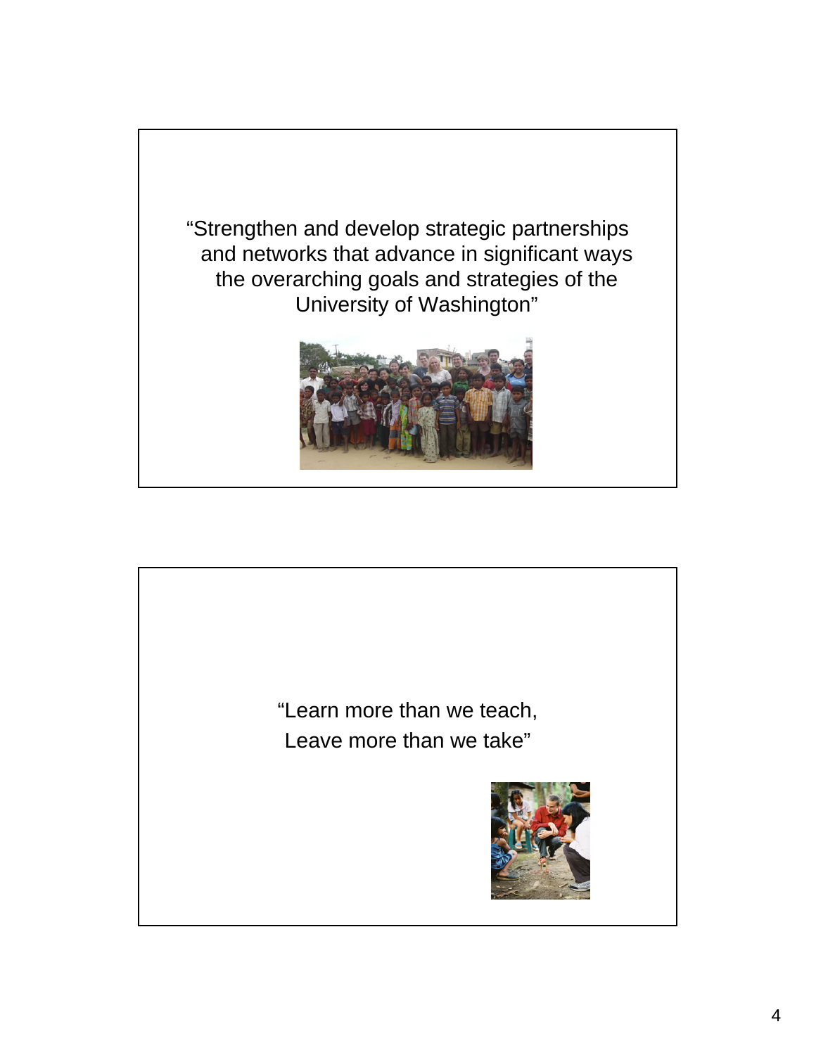"Strengthen and develop strategic partnerships and networks that advance in significant ways the overarching goals and strategies of the University of Washington"

"Learn more than we teach,
Leave more than we take"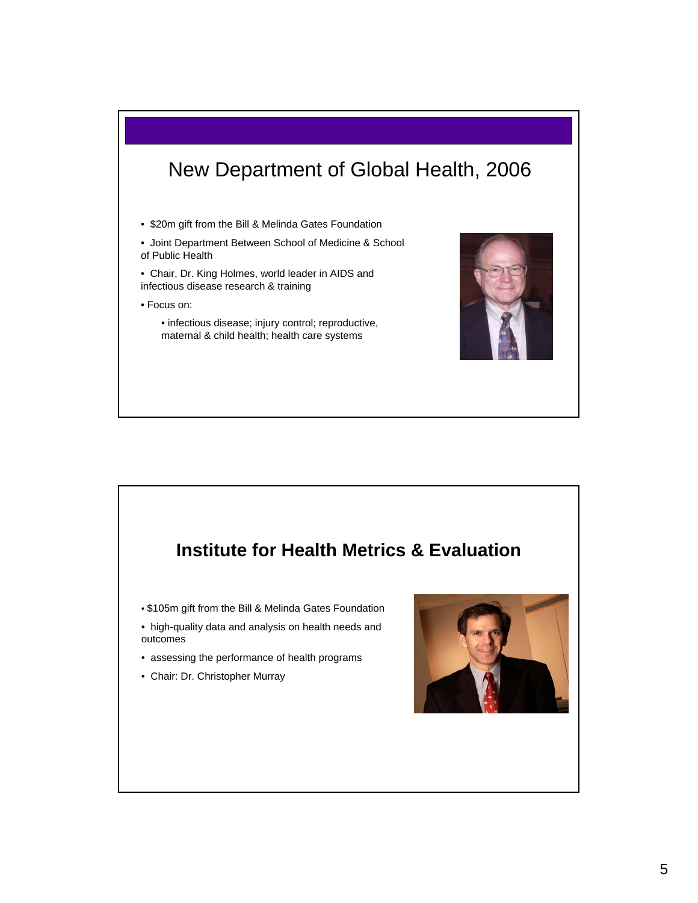## New Department of Global Health, 2006

- $20m gift from the Bill & Melinda Gates Foundation
- Joint Department Between School of Medicine & School of Public Health
- Chair, Dr. King Holmes, world leader in AIDS and infectious disease research & training
- Focus on:
  - infectious disease; injury control; reproductive, maternal & child health; health care systems

## Institute for Health Metrics & Evaluation

- $105m gift from the Bill & Melinda Gates Foundation
- high-quality data and analysis on health needs and outcomes
- assessing the performance of health programs
- Chair: Dr. Christopher Murray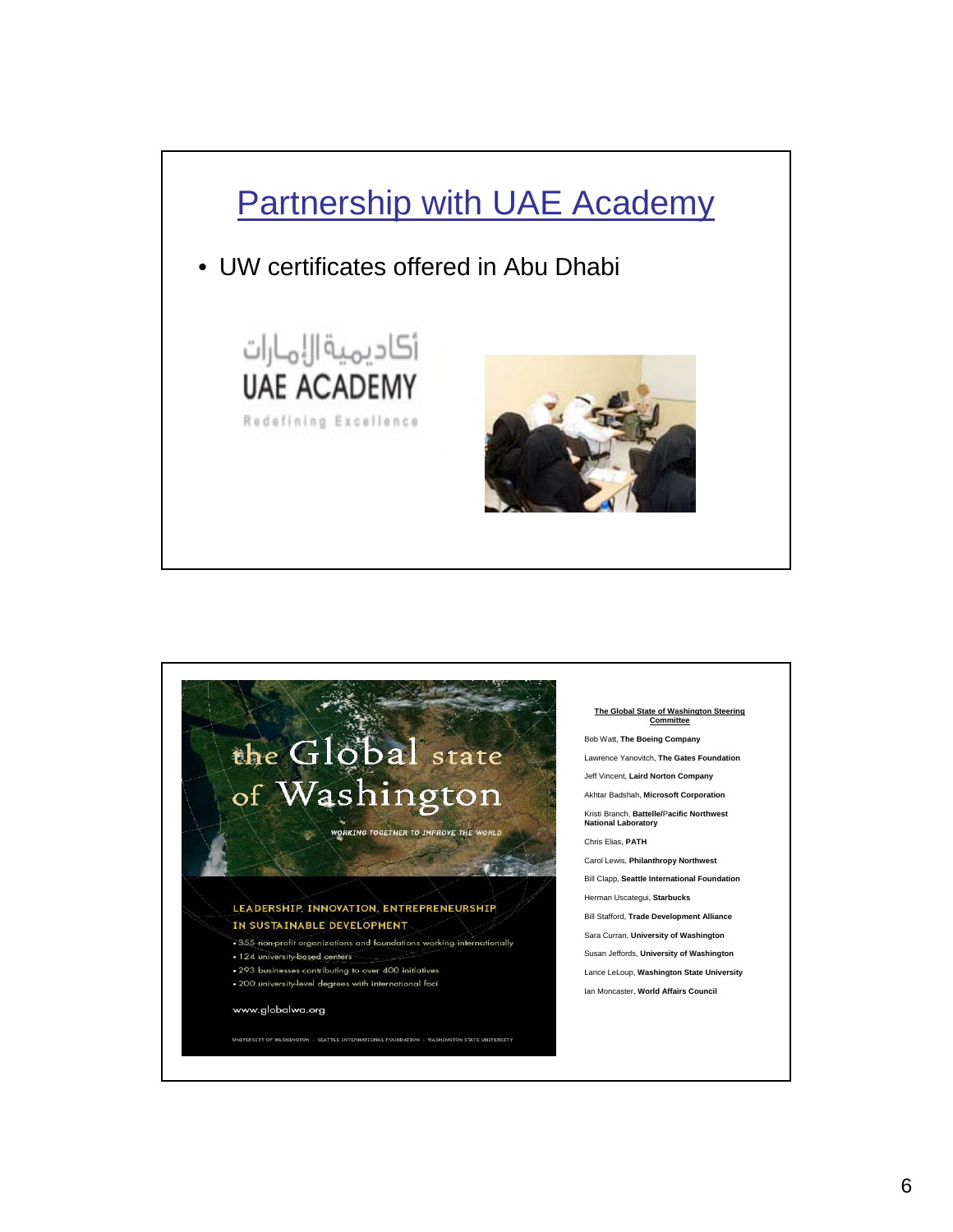# Partnership with UAE Academy

- UW certificates offered in Abu Dhabi

أكاديمية الإمارات

UAE ACADEMY

Redefining Excellence

---

the Global state of Washington

*WORKING TOGETHER TO IMPROVE THE WORLD*

LEADERSHIP, INNOVATION, ENTREPRENEURSHIP IN SUSTAINABLE DEVELOPMENT

- 355 non-profit organizations and foundations working internationally
- 124 university-based centers
- 293 businesses contributing to over 400 initiatives
- 200 university-level degrees with international foci

www.globalwa.org

UNIVERSITY OF WASHINGTON · SEATTLE INTERNATIONAL FOUNDATION · WASHINGTON STATE UNIVERSITY

**The Global State of Washington Steering Committee**

Bob Watt, **The Boeing Company**

Lawrence Yanovitch, **The Gates Foundation**

Jeff Vincent, **Laird Norton Company**

Akhtar Badshah, **Microsoft Corporation**

Kristi Branch, **Battelle/Pacific Northwest National Laboratory**

Chris Elias, **PATH**

Carol Lewis, **Philanthropy Northwest**

Bill Clapp, **Seattle International Foundation**

Herman Uscategui, **Starbucks**

Bill Stafford, **Trade Development Alliance**

Sara Curran, **University of Washington**

Susan Jeffords, **University of Washington**

Lance LeLoup, **Washington State University**

Ian Moncaster, **World Affairs Council**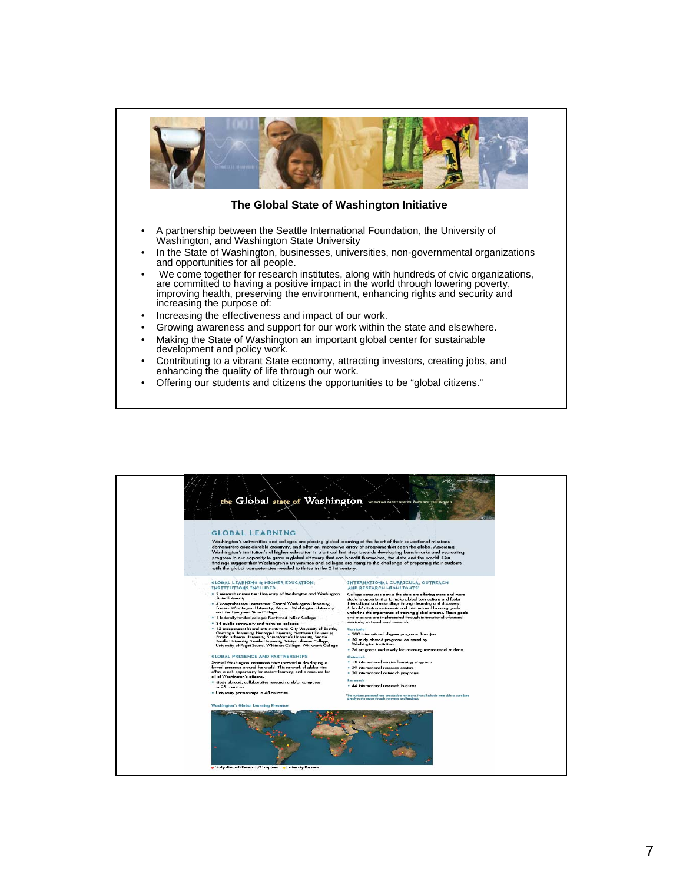## The Global State of Washington Initiative

- A partnership between the Seattle International Foundation, the University of Washington, and Washington State University
- In the State of Washington, businesses, universities, non-governmental organizations and opportunities for all people.
- We come together for research institutes, along with hundreds of civic organizations, are committed to having a positive impact in the world through lowering poverty, improving health, preserving the environment, enhancing rights and security and increasing the purpose of:
- Increasing the effectiveness and impact of our work.
- Growing awareness and support for our work within the state and elsewhere.
- Making the State of Washington an important global center for sustainable development and policy work.
- Contributing to a vibrant State economy, attracting investors, creating jobs, and enhancing the quality of life through our work.
- Offering our students and citizens the opportunities to be "global citizens."

---

## the Global state of Washington

WORKING TOGETHER TO IMPROVE THE WORLD

### GLOBAL LEARNING

Washington's universities and colleges are placing global learning at the heart of their educational missions, demonstrate considerable creativity, and offer an impressive array of programs that span the globe. Assessing Washington's institution's of higher education is a critical first step towards developing benchmarks and evaluating progress in our capacity to grow a global citizenry that can benefit themselves, the state and the world. Our findings suggest that Washington's universities and colleges are rising to the challenge of preparing their students with the global competencies needed to thrive in the 21st century.

#### GLOBAL LEARNING & HIGHER EDUCATION: INSTITUTIONS INCLUDED

- 2 research universities: University of Washington and Washington State University
- 4 comprehensive universities: Central Washington University, Eastern Washington University, Western Washington University and the Evergreen State College
- 1 federally funded college: Northwest Indian College
- 34 public community and technical colleges
- 12 independent liberal arts institutions: City University of Seattle, Gonzaga University, Heritage University, Northwest University, Pacific Lutheran University, Saint Martin's University, Seattle Pacific University, Seattle University, Trinity Lutheran College, University of Puget Sound, Whitman College, Whitworth College

#### GLOBAL PRESENCE AND PARTNERSHIPS

Several Washington institutions have invested in developing a formal presence around the world. This network of global ties offers a rich opportunity for student learning and a resource for all of Washington's citizens.

- Study abroad, collaborative research and/or campuses in 93 countries
- University partnerships in 45 countries

#### INTERNATIONAL CURRICULA, OUTREACH AND RESEARCH HIGHLIGHTS[1]

College campuses across the state are offering more and more students opportunities to make global connections and foster intercultural understandings through learning and discovery. Schools' mission statements and international learning goals underline the importance of training global citizens. These goals and missions are implemented through internationally-focused curricula, outreach and research.

**Curricula**

- 200 international degree programs & majors
- 50 study abroad programs delivered by Washington institutions
- 26 programs exclusively for incoming international students

**Outreach**

- 18 international service learning programs
- 29 international resource centers
- 20 international outreach programs

**Research**

- 44 international research institutes

[1] The numbers presented here are absolute minimums. Not all schools were able to contribute directly to this report through interviews and feedback.

**Washington's Global Learning Presence**

Study Abroad/Research/Campuses — University Partners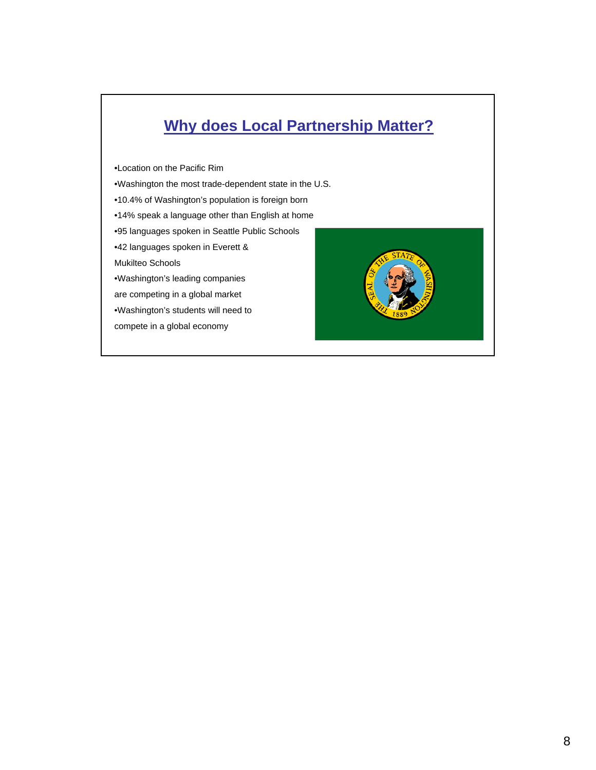## Why does Local Partnership Matter?

- Location on the Pacific Rim
- Washington the most trade-dependent state in the U.S.
- 10.4% of Washington's population is foreign born
- 14% speak a language other than English at home
- 95 languages spoken in Seattle Public Schools
- 42 languages spoken in Everett & Mukilteo Schools
- Washington's leading companies are competing in a global market
- Washington's students will need to compete in a global economy